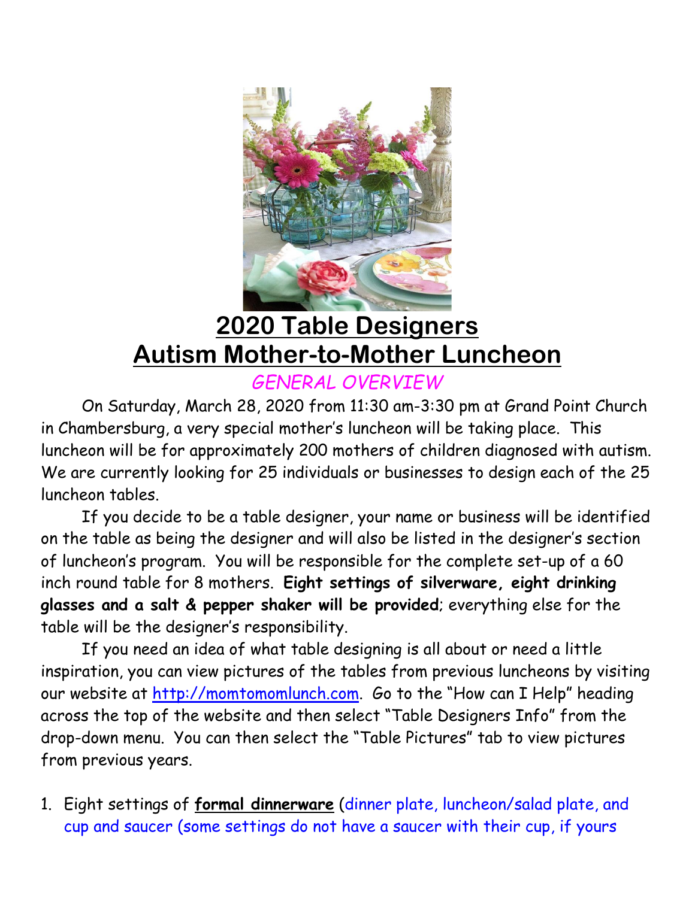# 2020 Table Designers
# Autism Mother-to-Mother Luncheon

*GENERAL OVERVIEW*

On Saturday, March 28, 2020 from 11:30 am-3:30 pm at Grand Point Church in Chambersburg, a very special mother's luncheon will be taking place. This luncheon will be for approximately 200 mothers of children diagnosed with autism. We are currently looking for 25 individuals or businesses to design each of the 25 luncheon tables.

If you decide to be a table designer, your name or business will be identified on the table as being the designer and will also be listed in the designer's section of luncheon's program. You will be responsible for the complete set-up of a 60 inch round table for 8 mothers. **Eight settings of silverware, eight drinking glasses and a salt & pepper shaker will be provided**; everything else for the table will be the designer's responsibility.

If you need an idea of what table designing is all about or need a little inspiration, you can view pictures of the tables from previous luncheons by visiting our website at [http://momtomomlunch.com](http://momtomomlunch.com). Go to the "How can I Help" heading across the top of the website and then select "Table Designers Info" from the drop-down menu. You can then select the "Table Pictures" tab to view pictures from previous years.

1. Eight settings of **formal dinnerware** (dinner plate, luncheon/salad plate, and cup and saucer (some settings do not have a saucer with their cup, if yours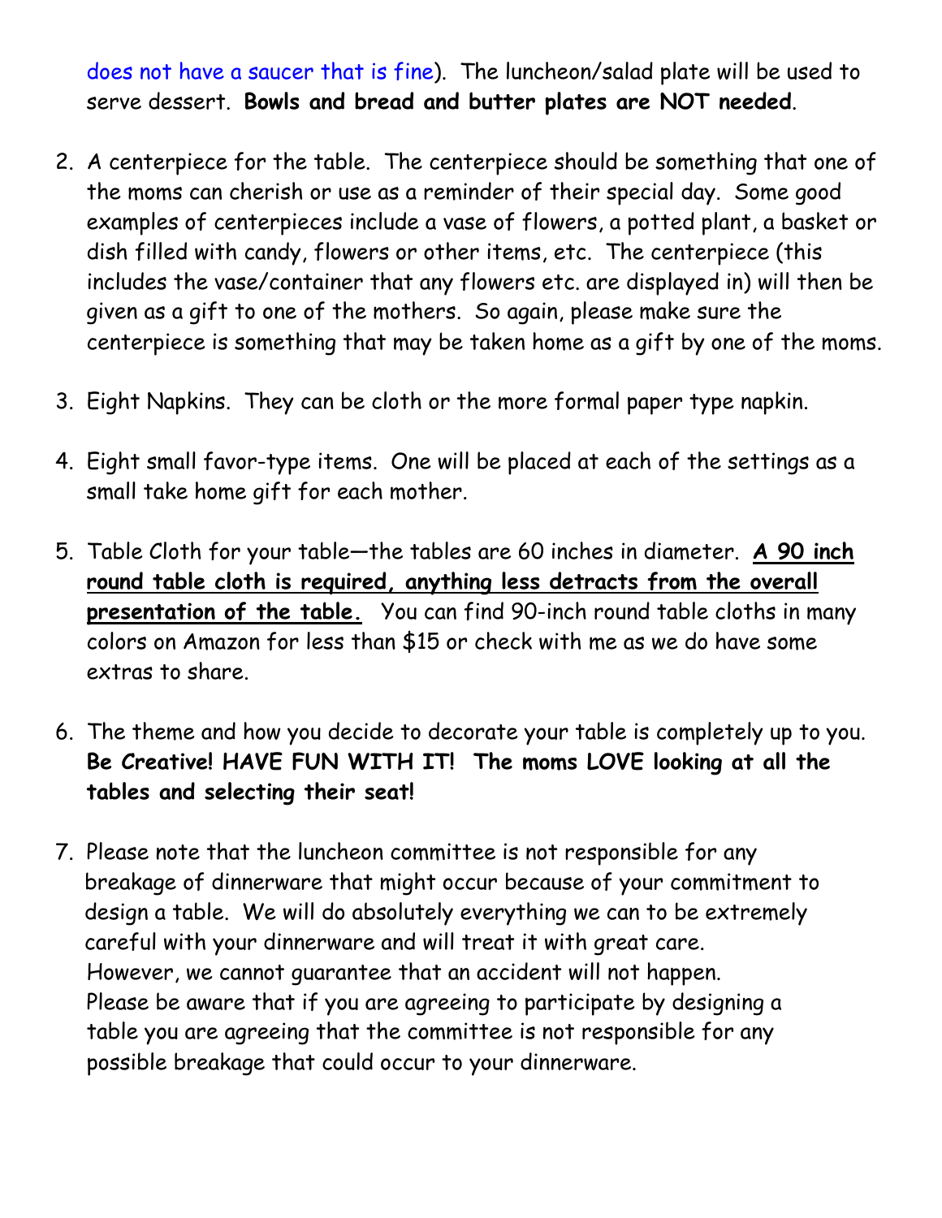does not have a saucer that is fine). The luncheon/salad plate will be used to serve dessert. **Bowls and bread and butter plates are NOT needed**.

2. A centerpiece for the table. The centerpiece should be something that one of the moms can cherish or use as a reminder of their special day. Some good examples of centerpieces include a vase of flowers, a potted plant, a basket or dish filled with candy, flowers or other items, etc. The centerpiece (this includes the vase/container that any flowers etc. are displayed in) will then be given as a gift to one of the mothers. So again, please make sure the centerpiece is something that may be taken home as a gift by one of the moms.

3. Eight Napkins. They can be cloth or the more formal paper type napkin.

4. Eight small favor-type items. One will be placed at each of the settings as a small take home gift for each mother.

5. Table Cloth for your table—the tables are 60 inches in diameter. **<u>A 90 inch round table cloth is required, anything less detracts from the overall presentation of the table.</u>** You can find 90-inch round table cloths in many colors on Amazon for less than $15 or check with me as we do have some extras to share.

6. The theme and how you decide to decorate your table is completely up to you. **Be Creative! HAVE FUN WITH IT! The moms LOVE looking at all the tables and selecting their seat!**

7. Please note that the luncheon committee is not responsible for any breakage of dinnerware that might occur because of your commitment to design a table. We will do absolutely everything we can to be extremely careful with your dinnerware and will treat it with great care. However, we cannot guarantee that an accident will not happen. Please be aware that if you are agreeing to participate by designing a table you are agreeing that the committee is not responsible for any possible breakage that could occur to your dinnerware.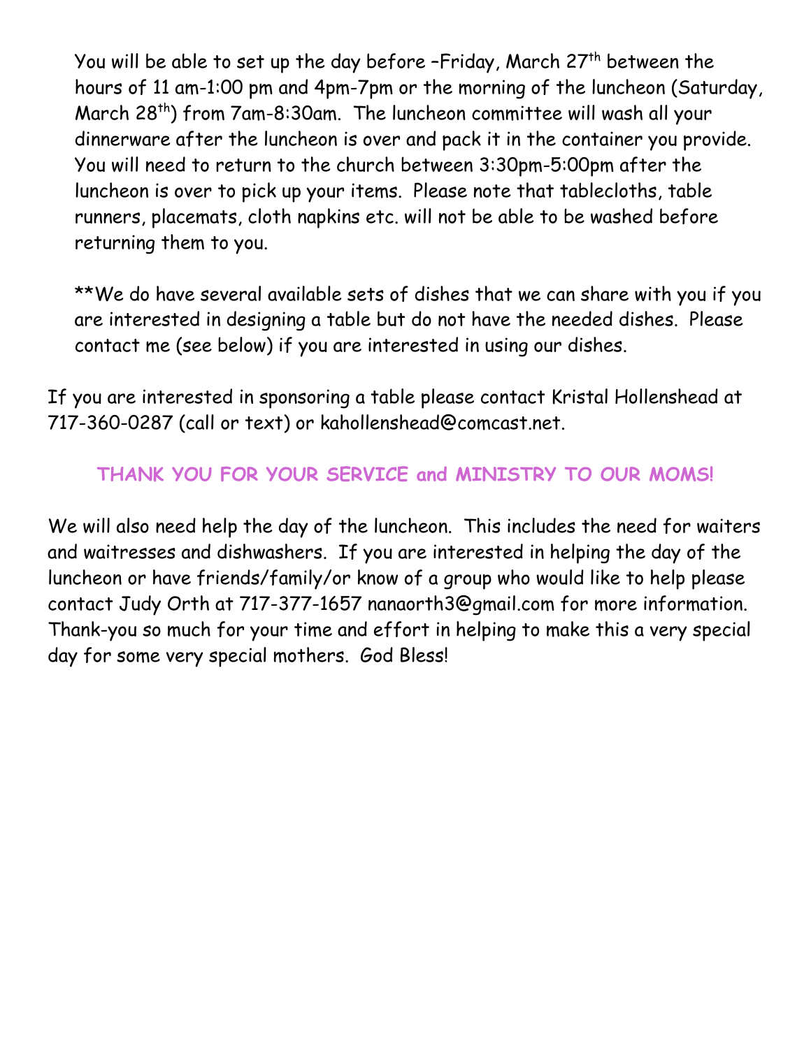You will be able to set up the day before –Friday, March 27th between the hours of 11 am-1:00 pm and 4pm-7pm or the morning of the luncheon (Saturday, March 28th) from 7am-8:30am. The luncheon committee will wash all your dinnerware after the luncheon is over and pack it in the container you provide. You will need to return to the church between 3:30pm-5:00pm after the luncheon is over to pick up your items. Please note that tablecloths, table runners, placemats, cloth napkins etc. will not be able to be washed before returning them to you.

**We do have several available sets of dishes that we can share with you if you are interested in designing a table but do not have the needed dishes. Please contact me (see below) if you are interested in using our dishes.

If you are interested in sponsoring a table please contact Kristal Hollenshead at 717-360-0287 (call or text) or kahollenshead@comcast.net.

**THANK YOU FOR YOUR SERVICE and MINISTRY TO OUR MOMS!**

We will also need help the day of the luncheon. This includes the need for waiters and waitresses and dishwashers. If you are interested in helping the day of the luncheon or have friends/family/or know of a group who would like to help please contact Judy Orth at 717-377-1657 nanaorth3@gmail.com for more information. Thank-you so much for your time and effort in helping to make this a very special day for some very special mothers. God Bless!